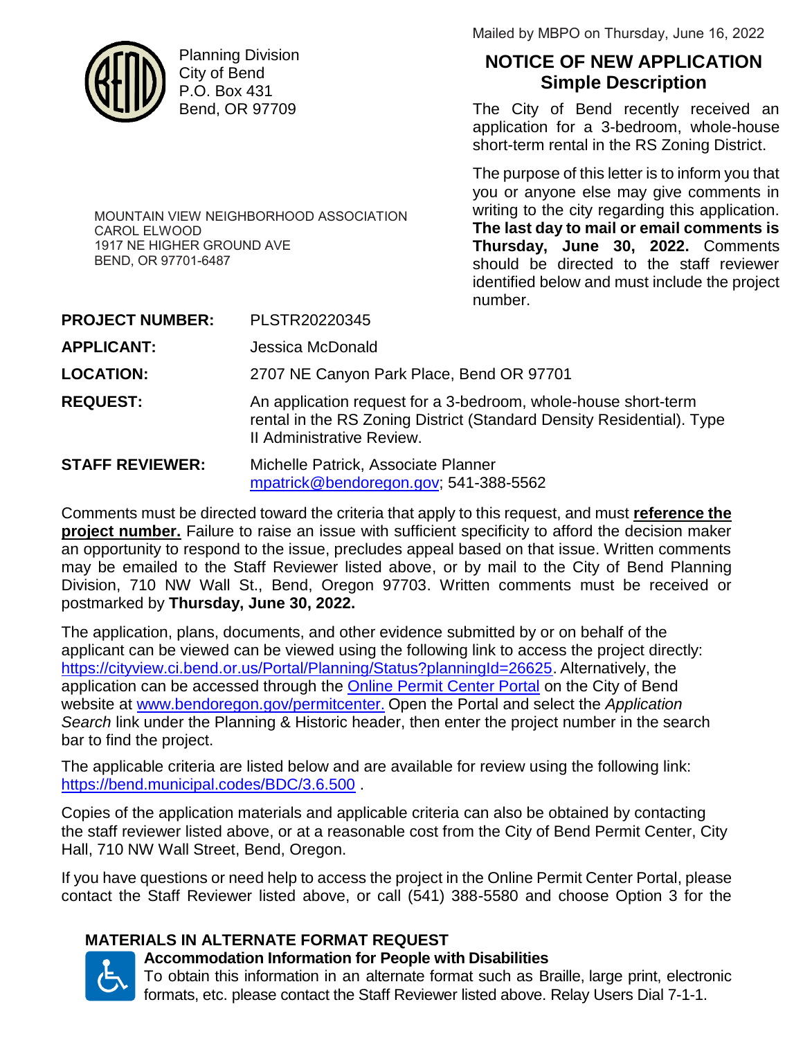Mailed by MBPO on Thursday, June 16, 2022

Planning Division
City of Bend
P.O. Box 431
Bend, OR 97709

# NOTICE OF NEW APPLICATION
## Simple Description

The City of Bend recently received an application for a 3-bedroom, whole-house short-term rental in the RS Zoning District.

The purpose of this letter is to inform you that you or anyone else may give comments in writing to the city regarding this application. **The last day to mail or email comments is Thursday, June 30, 2022.** Comments should be directed to the staff reviewer identified below and must include the project number.

MOUNTAIN VIEW NEIGHBORHOOD ASSOCIATION
CAROL ELWOOD
1917 NE HIGHER GROUND AVE
BEND, OR 97701-6487

**PROJECT NUMBER:** PLSTR20220345

**APPLICANT:** Jessica McDonald

**LOCATION:** 2707 NE Canyon Park Place, Bend OR 97701

**REQUEST:** An application request for a 3-bedroom, whole-house short-term rental in the RS Zoning District (Standard Density Residential). Type II Administrative Review.

**STAFF REVIEWER:** Michelle Patrick, Associate Planner
mpatrick@bendoregon.gov; 541-388-5562

Comments must be directed toward the criteria that apply to this request, and must **reference the project number.** Failure to raise an issue with sufficient specificity to afford the decision maker an opportunity to respond to the issue, precludes appeal based on that issue. Written comments may be emailed to the Staff Reviewer listed above, or by mail to the City of Bend Planning Division, 710 NW Wall St., Bend, Oregon 97703. Written comments must be received or postmarked by **Thursday, June 30, 2022.**

The application, plans, documents, and other evidence submitted by or on behalf of the applicant can be viewed can be viewed using the following link to access the project directly: https://cityview.ci.bend.or.us/Portal/Planning/Status?planningId=26625. Alternatively, the application can be accessed through the Online Permit Center Portal on the City of Bend website at www.bendoregon.gov/permitcenter. Open the Portal and select the *Application Search* link under the Planning & Historic header, then enter the project number in the search bar to find the project.

The applicable criteria are listed below and are available for review using the following link: https://bend.municipal.codes/BDC/3.6.500 .

Copies of the application materials and applicable criteria can also be obtained by contacting the staff reviewer listed above, or at a reasonable cost from the City of Bend Permit Center, City Hall, 710 NW Wall Street, Bend, Oregon.

If you have questions or need help to access the project in the Online Permit Center Portal, please contact the Staff Reviewer listed above, or call (541) 388-5580 and choose Option 3 for the

### MATERIALS IN ALTERNATE FORMAT REQUEST

**Accommodation Information for People with Disabilities**
To obtain this information in an alternate format such as Braille, large print, electronic formats, etc. please contact the Staff Reviewer listed above. Relay Users Dial 7-1-1.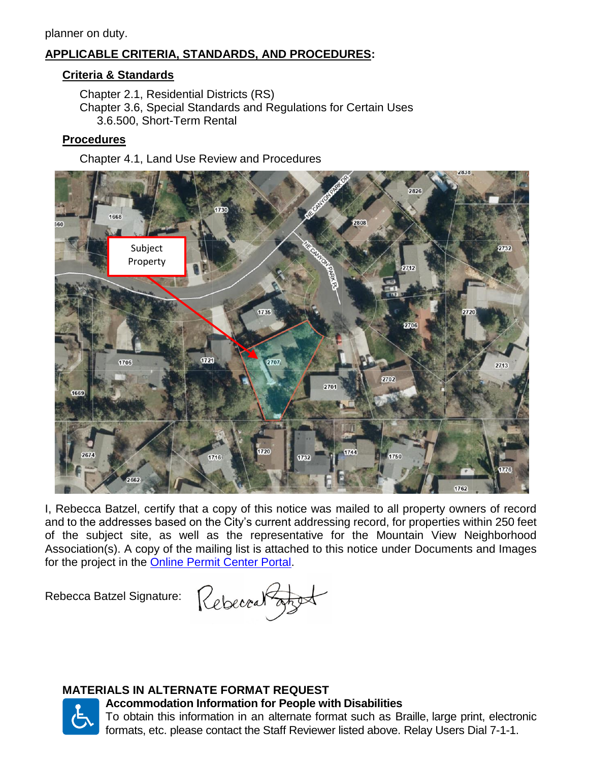planner on duty.

**APPLICABLE CRITERIA, STANDARDS, AND PROCEDURES:**

**Criteria & Standards**

Chapter 2.1, Residential Districts (RS)
Chapter 3.6, Special Standards and Regulations for Certain Uses
3.6.500, Short-Term Rental

**Procedures**

Chapter 4.1, Land Use Review and Procedures

I, Rebecca Batzel, certify that a copy of this notice was mailed to all property owners of record and to the addresses based on the City's current addressing record, for properties within 250 feet of the subject site, as well as the representative for the Mountain View Neighborhood Association(s). A copy of the mailing list is attached to this notice under Documents and Images for the project in the Online Permit Center Portal.

Rebecca Batzel Signature:

**MATERIALS IN ALTERNATE FORMAT REQUEST**

**Accommodation Information for People with Disabilities**

To obtain this information in an alternate format such as Braille, large print, electronic formats, etc. please contact the Staff Reviewer listed above. Relay Users Dial 7-1-1.